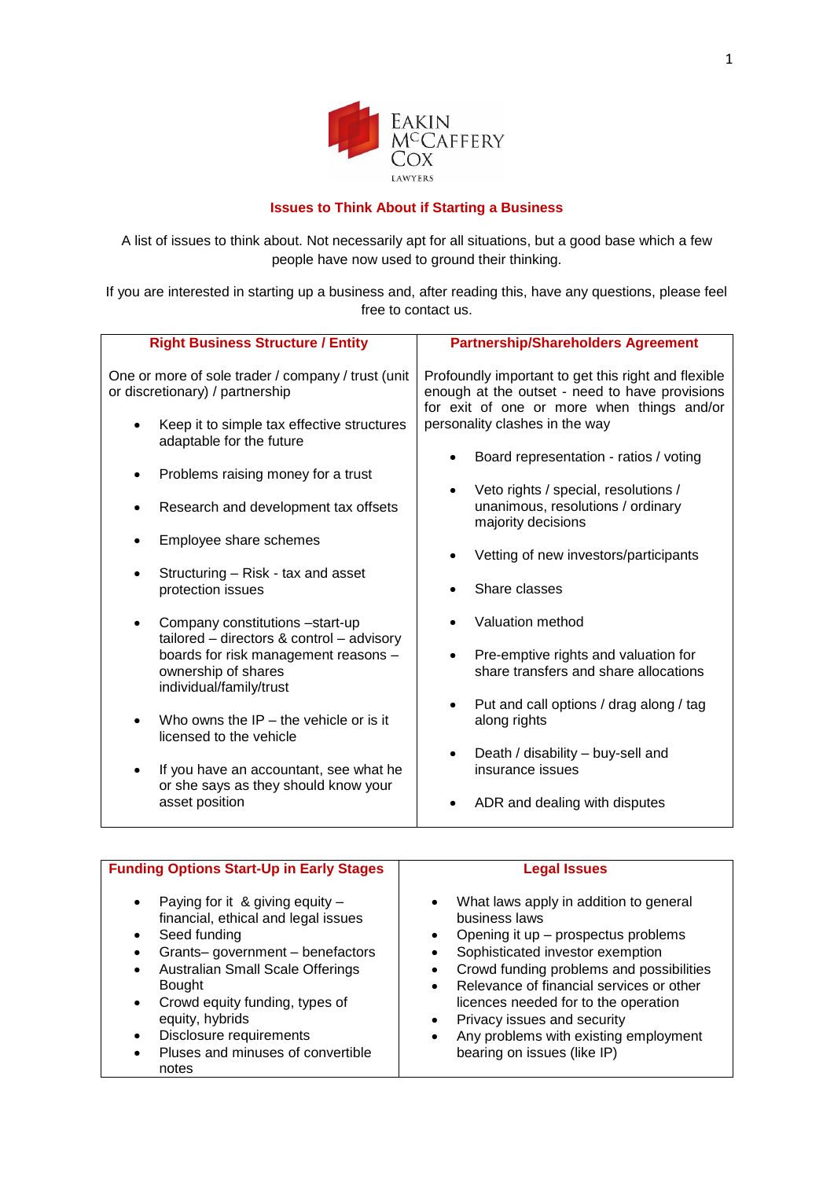EAKIN McCAFFERY COX
LAWYERS

## Issues to Think About if Starting a Business

A list of issues to think about. Not necessarily apt for all situations, but a good base which a few people have now used to ground their thinking.

If you are interested in starting up a business and, after reading this, have any questions, please feel free to contact us.

### Right Business Structure / Entity

One or more of sole trader / company / trust (unit or discretionary) / partnership

- Keep it to simple tax effective structures adaptable for the future
- Problems raising money for a trust
- Research and development tax offsets
- Employee share schemes
- Structuring – Risk - tax and asset protection issues
- Company constitutions –start-up tailored – directors & control – advisory boards for risk management reasons – ownership of shares individual/family/trust
- Who owns the IP – the vehicle or is it licensed to the vehicle
- If you have an accountant, see what he or she says as they should know your asset position

### Partnership/Shareholders Agreement

Profoundly important to get this right and flexible enough at the outset - need to have provisions for exit of one or more when things and/or personality clashes in the way

- Board representation - ratios / voting
- Veto rights / special, resolutions / unanimous, resolutions / ordinary majority decisions
- Vetting of new investors/participants
- Share classes
- Valuation method
- Pre-emptive rights and valuation for share transfers and share allocations
- Put and call options / drag along / tag along rights
- Death / disability – buy-sell and insurance issues
- ADR and dealing with disputes

### Funding Options Start-Up in Early Stages

- Paying for it & giving equity – financial, ethical and legal issues
- Seed funding
- Grants– government – benefactors
- Australian Small Scale Offerings Bought
- Crowd equity funding, types of equity, hybrids
- Disclosure requirements
- Pluses and minuses of convertible notes

### Legal Issues

- What laws apply in addition to general business laws
- Opening it up – prospectus problems
- Sophisticated investor exemption
- Crowd funding problems and possibilities
- Relevance of financial services or other licences needed for the operation
- Privacy issues and security
- Any problems with existing employment bearing on issues (like IP)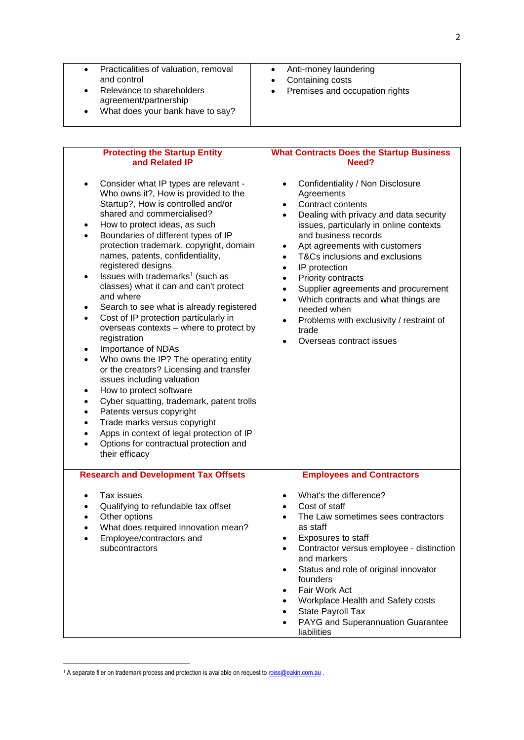| | |
|---|---|
| • Practicalities of valuation, removal and control<br>• Relevance to shareholders agreement/partnership<br>• What does your bank have to say? | • Anti-money laundering<br>• Containing costs<br>• Premises and occupation rights |

| **Protecting the Startup Entity and Related IP** | **What Contracts Does the Startup Business Need?** |
|---|---|
| • Consider what IP types are relevant - Who owns it?, How is provided to the Startup?, How is controlled and/or shared and commercialised?<br>• How to protect ideas, as such<br>• Boundaries of different types of IP protection trademark, copyright, domain names, patents, confidentiality, registered designs<br>• Issues with trademarks[1] (such as classes) what it can and can't protect and where<br>• Search to see what is already registered<br>• Cost of IP protection particularly in overseas contexts – where to protect by registration<br>• Importance of NDAs<br>• Who owns the IP? The operating entity or the creators? Licensing and transfer issues including valuation<br>• How to protect software<br>• Cyber squatting, trademark, patent trolls<br>• Patents versus copyright<br>• Trade marks versus copyright<br>• Apps in context of legal protection of IP<br>• Options for contractual protection and their efficacy | • Confidentiality / Non Disclosure Agreements<br>• Contract contents<br>• Dealing with privacy and data security issues, particularly in online contexts and business records<br>• Apt agreements with customers<br>• T&Cs inclusions and exclusions<br>• IP protection<br>• Priority contracts<br>• Supplier agreements and procurement<br>• Which contracts and what things are needed when<br>• Problems with exclusivity / restraint of trade<br>• Overseas contract issues |
| **Research and Development Tax Offsets** | **Employees and Contractors** |
| • Tax issues<br>• Qualifying to refundable tax offset<br>• Other options<br>• What does required innovation mean?<br>• Employee/contractors and subcontractors | • What's the difference?<br>• Cost of staff<br>• The Law sometimes sees contractors as staff<br>• Exposures to staff<br>• Contractor versus employee - distinction and markers<br>• Status and role of original innovator founders<br>• Fair Work Act<br>• Workplace Health and Safety costs<br>• State Payroll Tax<br>• PAYG and Superannuation Guarantee liabilities |

[1] A separate flier on trademark process and protection is available on request to roiss@eakin.com.au .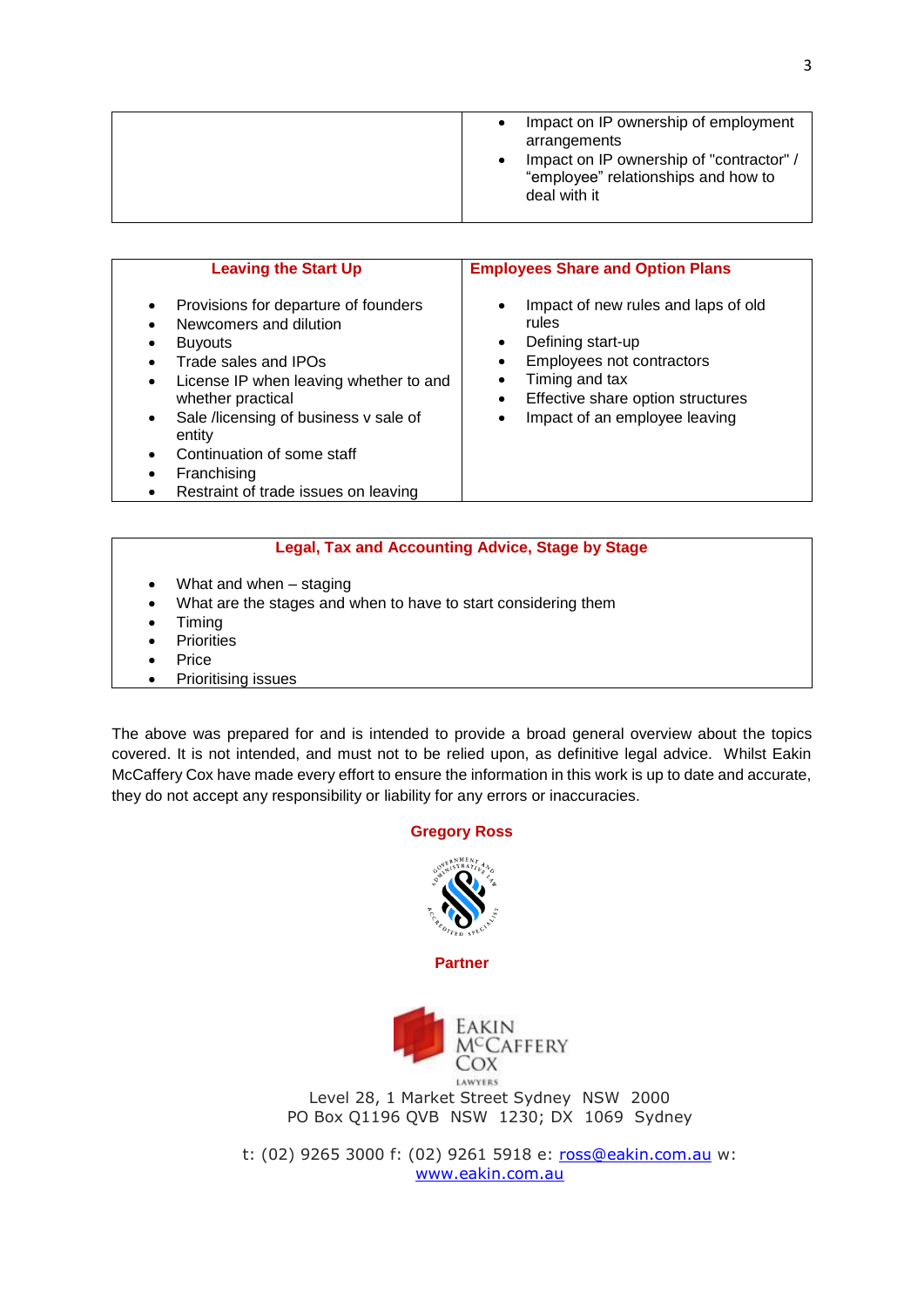| | |
|---|---|
| | • Impact on IP ownership of employment arrangements<br>• Impact on IP ownership of "contractor" / "employee" relationships and how to deal with it |

| **Leaving the Start Up** | **Employees Share and Option Plans** |
|---|---|
| • Provisions for departure of founders<br>• Newcomers and dilution<br>• Buyouts<br>• Trade sales and IPOs<br>• License IP when leaving whether to and whether practical<br>• Sale /licensing of business v sale of entity<br>• Continuation of some staff<br>• Franchising<br>• Restraint of trade issues on leaving | • Impact of new rules and laps of old rules<br>• Defining start-up<br>• Employees not contractors<br>• Timing and tax<br>• Effective share option structures<br>• Impact of an employee leaving |

| **Legal, Tax and Accounting Advice, Stage by Stage** |
|---|
| • What and when – staging<br>• What are the stages and when to have to start considering them<br>• Timing<br>• Priorities<br>• Price<br>• Prioritising issues |

The above was prepared for and is intended to provide a broad general overview about the topics covered. It is not intended, and must not to be relied upon, as definitive legal advice. Whilst Eakin McCaffery Cox have made every effort to ensure the information in this work is up to date and accurate, they do not accept any responsibility or liability for any errors or inaccuracies.

**Gregory Ross**

Government and Administrative Law Accredited Specialist

**Partner**

Eakin McCaffery Cox Lawyers

Level 28, 1 Market Street Sydney NSW 2000
PO Box Q1196 QVB NSW 1230; DX 1069 Sydney

t: (02) 9265 3000 f: (02) 9261 5918 e: ross@eakin.com.au w: www.eakin.com.au